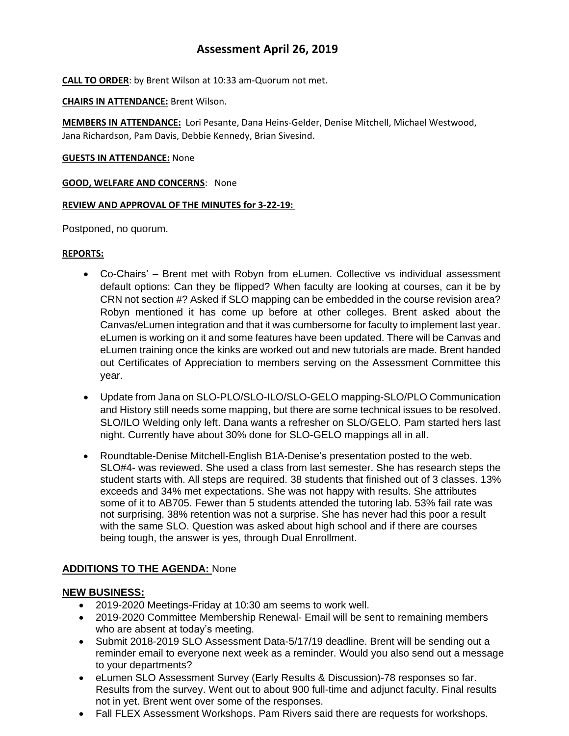# Assessment April 26, 2019

**CALL TO ORDER**: by Brent Wilson at 10:33 am-Quorum not met.

**CHAIRS IN ATTENDANCE:** Brent Wilson.

**MEMBERS IN ATTENDANCE:** Lori Pesante, Dana Heins-Gelder, Denise Mitchell, Michael Westwood, Jana Richardson, Pam Davis, Debbie Kennedy, Brian Sivesind.

**GUESTS IN ATTENDANCE:** None

**GOOD, WELFARE AND CONCERNS**: None

**REVIEW AND APPROVAL OF THE MINUTES for 3-22-19:**

Postponed, no quorum.

**REPORTS:**

- Co-Chairs' – Brent met with Robyn from eLumen. Collective vs individual assessment default options: Can they be flipped? When faculty are looking at courses, can it be by CRN not section #? Asked if SLO mapping can be embedded in the course revision area? Robyn mentioned it has come up before at other colleges. Brent asked about the Canvas/eLumen integration and that it was cumbersome for faculty to implement last year. eLumen is working on it and some features have been updated. There will be Canvas and eLumen training once the kinks are worked out and new tutorials are made. Brent handed out Certificates of Appreciation to members serving on the Assessment Committee this year.
- Update from Jana on SLO-PLO/SLO-ILO/SLO-GELO mapping-SLO/PLO Communication and History still needs some mapping, but there are some technical issues to be resolved. SLO/ILO Welding only left. Dana wants a refresher on SLO/GELO. Pam started hers last night. Currently have about 30% done for SLO-GELO mappings all in all.
- Roundtable-Denise Mitchell-English B1A-Denise's presentation posted to the web. SLO#4- was reviewed. She used a class from last semester. She has research steps the student starts with. All steps are required. 38 students that finished out of 3 classes. 13% exceeds and 34% met expectations. She was not happy with results. She attributes some of it to AB705. Fewer than 5 students attended the tutoring lab. 53% fail rate was not surprising. 38% retention was not a surprise. She has never had this poor a result with the same SLO. Question was asked about high school and if there are courses being tough, the answer is yes, through Dual Enrollment.

## ADDITIONS TO THE AGENDA: None

## NEW BUSINESS:

- 2019-2020 Meetings-Friday at 10:30 am seems to work well.
- 2019-2020 Committee Membership Renewal- Email will be sent to remaining members who are absent at today's meeting.
- Submit 2018-2019 SLO Assessment Data-5/17/19 deadline. Brent will be sending out a reminder email to everyone next week as a reminder. Would you also send out a message to your departments?
- eLumen SLO Assessment Survey (Early Results & Discussion)-78 responses so far. Results from the survey. Went out to about 900 full-time and adjunct faculty. Final results not in yet. Brent went over some of the responses.
- Fall FLEX Assessment Workshops. Pam Rivers said there are requests for workshops.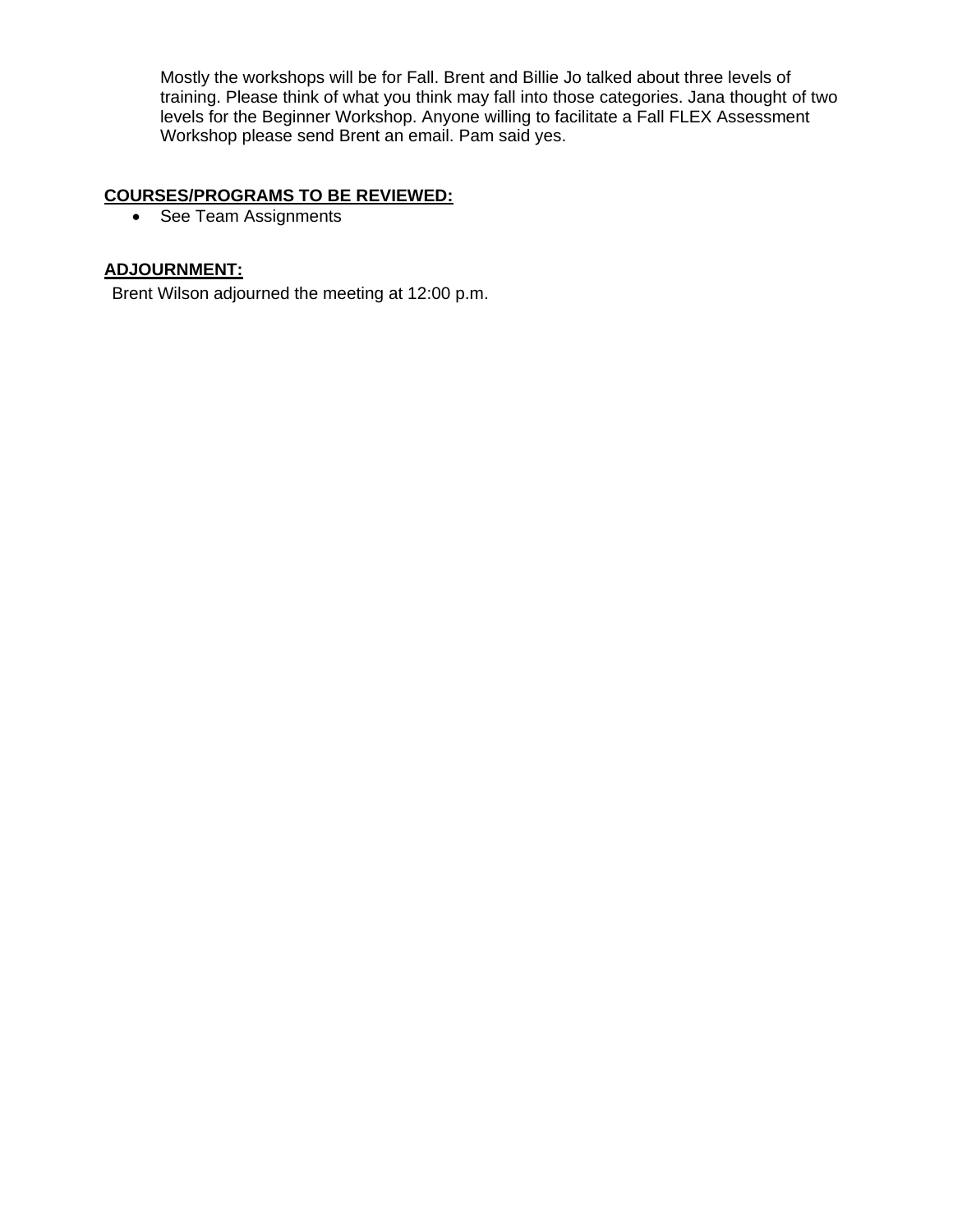Mostly the workshops will be for Fall. Brent and Billie Jo talked about three levels of training. Please think of what you think may fall into those categories. Jana thought of two levels for the Beginner Workshop. Anyone willing to facilitate a Fall FLEX Assessment Workshop please send Brent an email. Pam said yes.

**COURSES/PROGRAMS TO BE REVIEWED:**

- See Team Assignments

**ADJOURNMENT:**

Brent Wilson adjourned the meeting at 12:00 p.m.